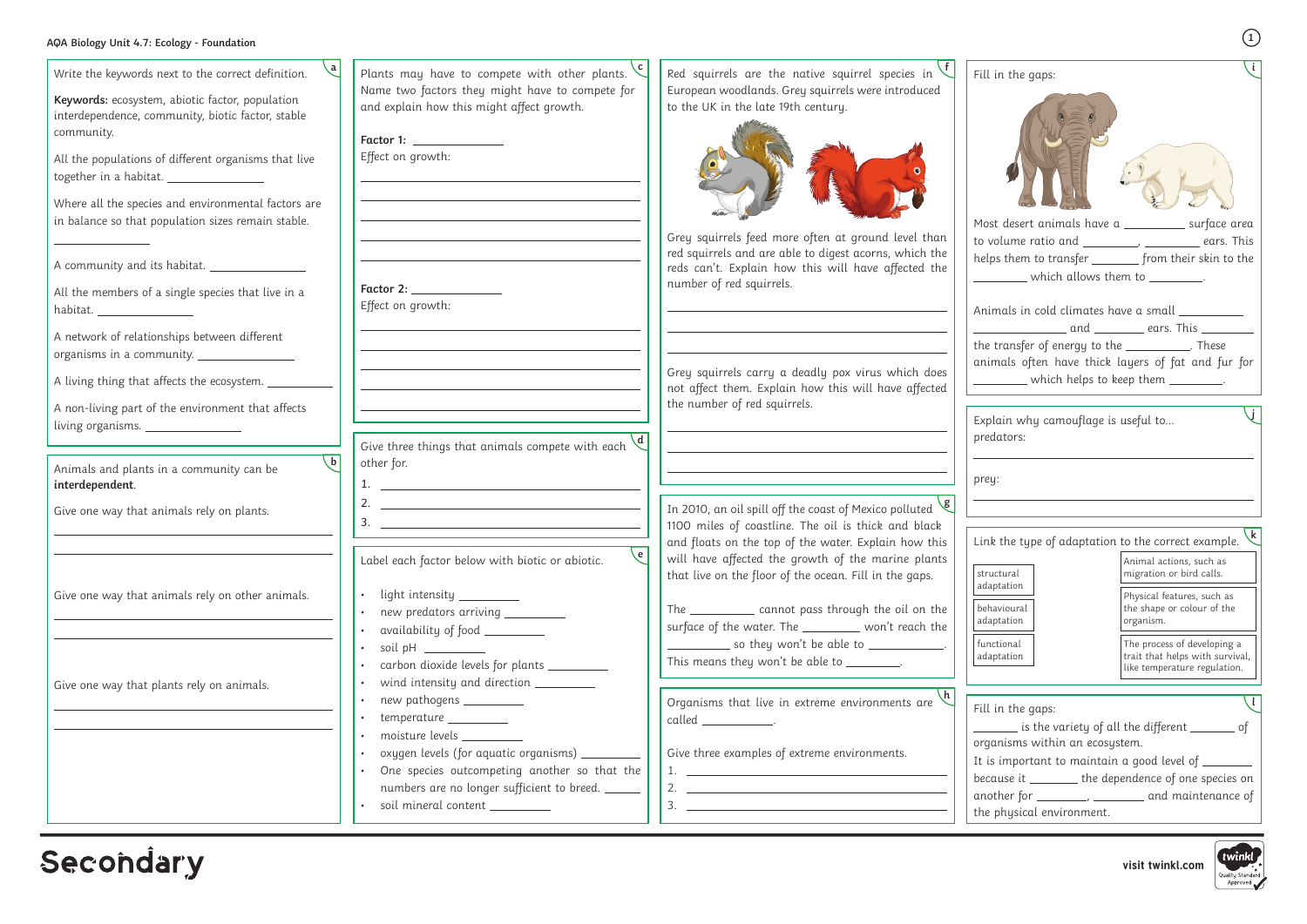# AQA Biology Unit 4.7: Ecology - Foundation

## a

Write the keywords next to the correct definition.

**Keywords:** ecosystem, abiotic factor, population interdependence, community, biotic factor, stable community.

All the populations of different organisms that live together in a habitat. ____________

Where all the species and environmental factors are in balance so that population sizes remain stable. ____________

A community and its habitat. ____________

All the members of a single species that live in a habitat. ____________

A network of relationships between different organisms in a community. ____________

A living thing that affects the ecosystem. ____________

A non-living part of the environment that affects living organisms. ____________

## b

Animals and plants in a community can be **interdependent**.

Give one way that animals rely on plants.

____________

Give one way that animals rely on other animals.

____________

Give one way that plants rely on animals.

____________

## c

Plants may have to compete with other plants. Name two factors they might have to compete for and explain how this might affect growth.

**Factor 1:** ____________

Effect on growth:

____________

**Factor 2:** ____________

Effect on growth:

____________

## d

Give three things that animals compete with each other for.

1. ____________
2. ____________
3. ____________

## e

Label each factor below with biotic or abiotic.

- light intensity ____________
- new predators arriving ____________
- availability of food ____________
- soil pH ____________
- carbon dioxide levels for plants ____________
- wind intensity and direction ____________
- new pathogens ____________
- temperature ____________
- moisture levels ____________
- oxygen levels (for aquatic organisms) ____________
- One species outcompeting another so that the numbers are no longer sufficient to breed. ____________
- soil mineral content ____________

## f

Red squirrels are the native squirrel species in European woodlands. Grey squirrels were introduced to the UK in the late 19th century.

Grey squirrels feed more often at ground level than red squirrels and are able to digest acorns, which the reds can't. Explain how this will have affected the number of red squirrels.

____________

Grey squirrels carry a deadly pox virus which does not affect them. Explain how this will have affected the number of red squirrels.

____________

## g

In 2010, an oil spill off the coast of Mexico polluted 1100 miles of coastline. The oil is thick and black and floats on the top of the water. Explain how this will have affected the growth of the marine plants that live on the floor of the ocean. Fill in the gaps.

The ____________ cannot pass through the oil on the surface of the water. The ____________ won't reach the ____________ so they won't be able to ____________. This means they won't be able to ____________.

## h

Organisms that live in extreme environments are called ____________.

Give three examples of extreme environments.

1. ____________
2. ____________
3. ____________

## i

Fill in the gaps:

Most desert animals have a ____________ surface area to volume ratio and ____________, ____________ ears. This helps them to transfer ____________ from their skin to the ____________ which allows them to ____________.

Animals in cold climates have a small ____________ ____________ and ____________ ears. This ____________ the transfer of energy to the ____________. These animals often have thick layers of fat and fur for ____________ which helps to keep them ____________.

## j

Explain why camouflage is useful to...

predators:

____________

prey:

____________

## k

Link the type of adaptation to the correct example.

| Type of adaptation | Example |
|---|---|
| structural adaptation | Animal actions, such as migration or bird calls. |
| behavioural adaptation | Physical features, such as the shape or colour of the organism. |
| functional adaptation | The process of developing a trait that helps with survival, like temperature regulation. |

## l

Fill in the gaps:

____________ is the variety of all the different ____________ of organisms within an ecosystem.

It is important to maintain a good level of ____________ because it ____________ the dependence of one species on another for ____________, ____________ and maintenance of the physical environment.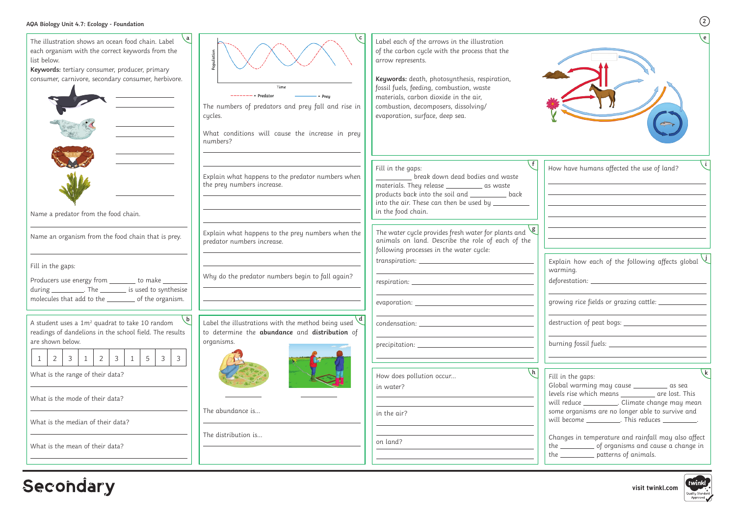# AQA Biology Unit 4.7: Ecology - Foundation

## a

The illustration shows an ocean food chain. Label each organism with the correct keywords from the list below.

**Keywords:** tertiary consumer, producer, primary consumer, carnivore, secondary consumer, herbivore.

________________
________________

________________
________________

________________
________________

________________

Name a predator from the food chain.

________________

Name an organism from the food chain that is prey.

________________

Fill in the gaps:

Producers use energy from ________ to make ________ during ________. The ________ is used to synthesise molecules that add to the ________ of the organism.

## b

A student uses a 1m² quadrat to take 10 random readings of dandelions in the school field. The results are shown below.

| 1 | 2 | 3 | 1 | 2 | 3 | 1 | 5 | 3 | 3 |
|---|---|---|---|---|---|---|---|---|---|

What is the range of their data?

________________

What is the mode of their data?

________________

What is the median of their data?

________________

What is the mean of their data?

________________

## c

Population / Time

------ = Predator ——— = Prey

The numbers of predators and prey fall and rise in cycles.

What conditions will cause the increase in prey numbers?

________________
________________

Explain what happens to the predator numbers when the prey numbers increase.

________________
________________

Explain what happens to the prey numbers when the predator numbers increase.

________________
________________

Why do the predator numbers begin to fall again?

________________
________________

## d

Label the illustrations with the method being used to determine the **abundance** and **distribution** of organisms.

________________ ________________

The abundance is...

________________

The distribution is...

________________

## e

Label each of the arrows in the illustration of the carbon cycle with the process that the arrow represents.

**Keywords:** death, photosynthesis, respiration, fossil fuels, feeding, combustion, waste materials, carbon dioxide in the air, combustion, decomposers, dissolving/evaporation, surface, deep sea.

## f

Fill in the gaps:

________ break down dead bodies and waste materials. They release ________ as waste products back into the soil and ________ back into the air. These can then be used by ________ in the food chain.

## g

The water cycle provides fresh water for plants and animals on land. Describe the role of each of the following processes in the water cycle:

transpiration: ________________

respiration: ________________

evaporation: ________________

condensation: ________________

precipitation: ________________

## h

How does pollution occur...

in water?

________________

in the air?

________________

on land?

________________

## i

How have humans affected the use of land?

________________
________________
________________
________________
________________

## j

Explain how each of the following affects global warming.

deforestation: ________________

growing rice fields or grazing cattle: ________________

destruction of peat bogs: ________________

burning fossil fuels: ________________

## k

Fill in the gaps:

Global warming may cause ________ as sea levels rise which means ________ are lost. This will reduce ________. Climate change may mean some organisms are no longer able to survive and will become ________. This reduces ________.

Changes in temperature and rainfall may also affect the ________ of organisms and cause a change in the ________ patterns of animals.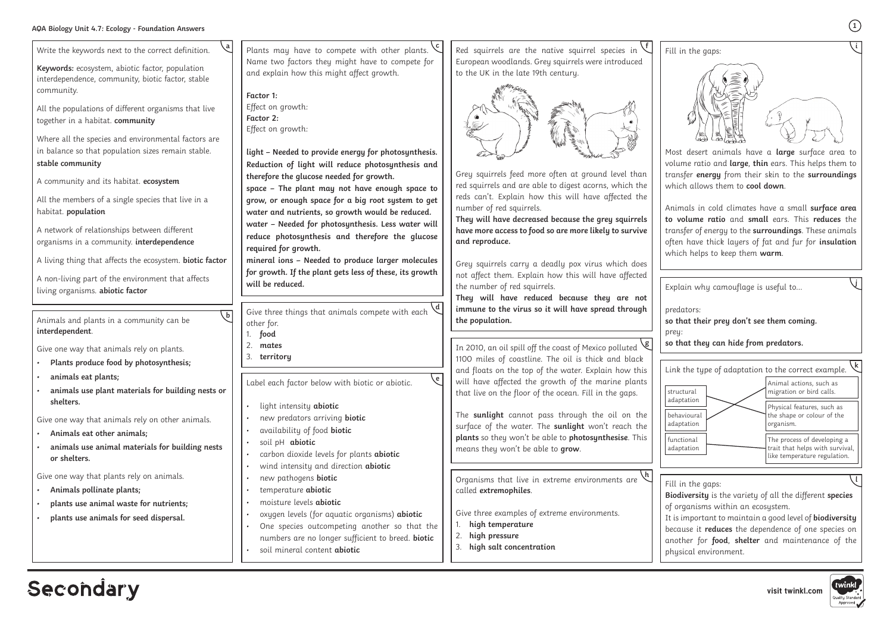# AQA Biology Unit 4.7: Ecology - Foundation Answers

## a

Write the keywords next to the correct definition.

**Keywords:** ecosystem, abiotic factor, population interdependence, community, biotic factor, stable community.

All the populations of different organisms that live together in a habitat. **community**

Where all the species and environmental factors are in balance so that population sizes remain stable. **stable community**

A community and its habitat. **ecosystem**

All the members of a single species that live in a habitat. **population**

A network of relationships between different organisms in a community. **interdependence**

A living thing that affects the ecosystem. **biotic factor**

A non-living part of the environment that affects living organisms. **abiotic factor**

## b

Animals and plants in a community can be **interdependent**.

Give one way that animals rely on plants.

- **Plants produce food by photosynthesis;**
- **animals eat plants;**
- **animals use plant materials for building nests or shelters.**

Give one way that animals rely on other animals.

- **Animals eat other animals;**
- **animals use animal materials for building nests or shelters.**

Give one way that plants rely on animals.

- **Animals pollinate plants;**
- **plants use animal waste for nutrients;**
- **plants use animals for seed dispersal.**

## c

Plants may have to compete with other plants. Name two factors they might have to compete for and explain how this might affect growth.

**Factor 1:**
Effect on growth:
**Factor 2:**
Effect on growth:

**light – Needed to provide energy for photosynthesis. Reduction of light will reduce photosynthesis and therefore the glucose needed for growth.**
**space – The plant may not have enough space to grow, or enough space for a big root system to get water and nutrients, so growth would be reduced.**
**water – Needed for photosynthesis. Less water will reduce photosynthesis and therefore the glucose required for growth.**
**mineral ions – Needed to produce larger molecules for growth. If the plant gets less of these, its growth will be reduced.**

## d

Give three things that animals compete with each other for.

1. **food**
2. **mates**
3. **territory**

## e

Label each factor below with biotic or abiotic.

- light intensity **abiotic**
- new predators arriving **biotic**
- availability of food **biotic**
- soil pH **abiotic**
- carbon dioxide levels for plants **abiotic**
- wind intensity and direction **abiotic**
- new pathogens **biotic**
- temperature **abiotic**
- moisture levels **abiotic**
- oxygen levels (for aquatic organisms) **abiotic**
- One species outcompeting another so that the numbers are no longer sufficient to breed. **biotic**
- soil mineral content **abiotic**

## f

Red squirrels are the native squirrel species in European woodlands. Grey squirrels were introduced to the UK in the late 19th century.

Grey squirrels feed more often at ground level than red squirrels and are able to digest acorns, which the reds can't. Explain how this will have affected the number of red squirrels.

**They will have decreased because the grey squirrels have more access to food so are more likely to survive and reproduce.**

Grey squirrels carry a deadly pox virus which does not affect them. Explain how this will have affected the number of red squirrels.

**They will have reduced because they are not immune to the virus so it will have spread through the population.**

## g

In 2010, an oil spill off the coast of Mexico polluted 1100 miles of coastline. The oil is thick and black and floats on the top of the water. Explain how this will have affected the growth of the marine plants that live on the floor of the ocean. Fill in the gaps.

The **sunlight** cannot pass through the oil on the surface of the water. The **sunlight** won't reach the **plants** so they won't be able to **photosynthesise**. This means they won't be able to **grow**.

## h

Organisms that live in extreme environments are called **extremophiles**.

Give three examples of extreme environments.

1. **high temperature**
2. **high pressure**
3. **high salt concentration**

## i

Fill in the gaps:

Most desert animals have a **large** surface area to volume ratio and **large**, **thin** ears. This helps them to transfer **energy** from their skin to the **surroundings** which allows them to **cool down**.

Animals in cold climates have a small **surface area to volume ratio** and **small** ears. This **reduces** the transfer of energy to the **surroundings**. These animals often have thick layers of fat and fur for **insulation** which helps to keep them **warm**.

## j

Explain why camouflage is useful to...

predators:
**so that their prey don't see them coming.**
prey:
**so that they can hide from predators.**

## k

Link the type of adaptation to the correct example.

| Type of adaptation | Correct example |
|---|---|
| structural adaptation | Physical features, such as the shape or colour of the organism. |
| behavioural adaptation | Animal actions, such as migration or bird calls. |
| functional adaptation | The process of developing a trait that helps with survival, like temperature regulation. |

## l

Fill in the gaps:

**Biodiversity** is the variety of all the different **species** of organisms within an ecosystem.

It is important to maintain a good level of **biodiversity** because it **reduces** the dependence of one species on another for **food**, **shelter** and maintenance of the physical environment.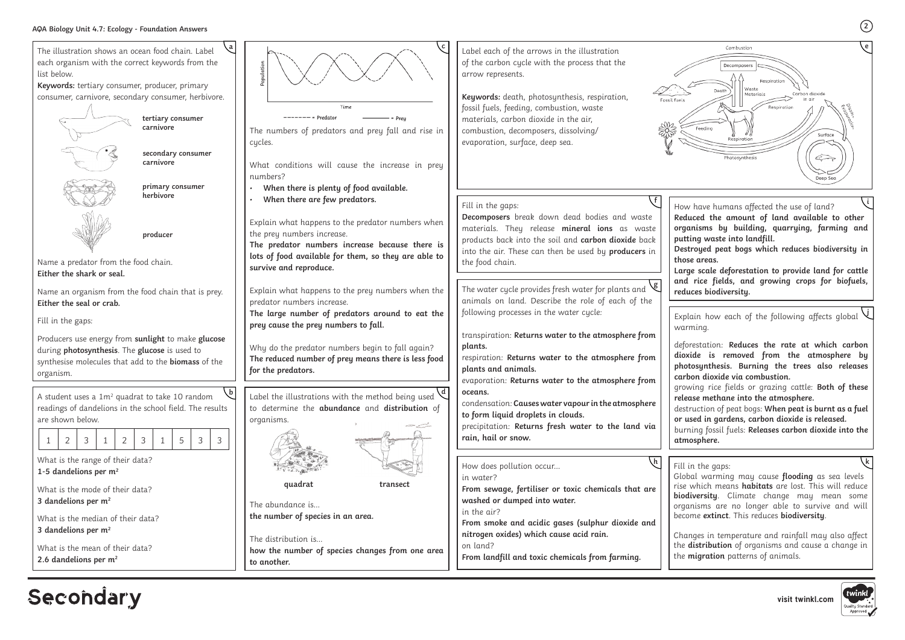# AQA Biology Unit 4.7: Ecology - Foundation Answers

## a

The illustration shows an ocean food chain. Label each organism with the correct keywords from the list below.

**Keywords:** tertiary consumer, producer, primary consumer, carnivore, secondary consumer, herbivore.

**tertiary consumer**
**carnivore**

**secondary consumer**
**carnivore**

**primary consumer**
**herbivore**

**producer**

Name a predator from the food chain.
**Either the shark or seal.**

Name an organism from the food chain that is prey.
**Either the seal or crab.**

Fill in the gaps:

Producers use energy from **sunlight** to make **glucose** during **photosynthesis**. The **glucose** is used to synthesise molecules that add to the **biomass** of the organism.

## b

A student uses a $1m^2$ quadrat to take 10 random readings of dandelions in the school field. The results are shown below.

| | | | | | | | | | |
|---|---|---|---|---|---|---|---|---|---|
| 1 | 2 | 3 | 1 | 2 | 3 | 1 | 5 | 3 | 3 |

What is the range of their data?
**1-5 dandelions per $m^2$**

What is the mode of their data?
**3 dandelions per $m^2$**

What is the median of their data?
**3 dandelions per $m^2$**

What is the mean of their data?
**2.6 dandelions per $m^2$**

## c

Population

Time

- - - - - - = Predator ——— = Prey

The numbers of predators and prey fall and rise in cycles.

What conditions will cause the increase in prey numbers?

- **When there is plenty of food available.**
- **When there are few predators.**

Explain what happens to the predator numbers when the prey numbers increase.
**The predator numbers increase because there is lots of food available for them, so they are able to survive and reproduce.**

Explain what happens to the prey numbers when the predator numbers increase.
**The large number of predators around to eat the prey cause the prey numbers to fall.**

Why do the predator numbers begin to fall again?
**The reduced number of prey means there is less food for the predators.**

## d

Label the illustrations with the method being used to determine the **abundance** and **distribution** of organisms.

**quadrat** **transect**

The abundance is...
**the number of species in an area.**

The distribution is...
**how the number of species changes from one area to another.**

## e

Label each of the arrows in the illustration of the carbon cycle with the process that the arrow represents.

**Keywords:** death, photosynthesis, respiration, fossil fuels, feeding, combustion, waste materials, carbon dioxide in the air, combustion, decomposers, dissolving/ evaporation, surface, deep sea.

Combustion
Decomposers
Respiration
Death
Waste Materials
Fossil Fuels
Carbon dioxide in air
Respiration
Dissolving/Evaporation
Feeding
Respiration
Surface
Photosynthesis
Deep Sea

## f

Fill in the gaps:
**Decomposers** break down dead bodies and waste materials. They release **mineral ions** as waste products back into the soil and **carbon dioxide** back into the air. These can then be used by **producers** in the food chain.

## g

The water cycle provides fresh water for plants and animals on land. Describe the role of each of the following processes in the water cycle:

transpiration: **Returns water to the atmosphere from plants.**
respiration: **Returns water to the atmosphere from plants and animals.**
evaporation: **Returns water to the atmosphere from oceans.**
condensation: **Causes water vapour in the atmosphere to form liquid droplets in clouds.**
precipitation: **Returns fresh water to the land via rain, hail or snow.**

## h

How does pollution occur...
in water?
**From sewage, fertiliser or toxic chemicals that are washed or dumped into water.**
in the air?
**From smoke and acidic gases (sulphur dioxide and nitrogen oxides) which cause acid rain.**
on land?
**From landfill and toxic chemicals from farming.**

## i

How have humans affected the use of land?
**Reduced the amount of land available to other organisms by building, quarrying, farming and putting waste into landfill.**
**Destroyed peat bogs which reduces biodiversity in those areas.**
**Large scale deforestation to provide land for cattle and rice fields, and growing crops for biofuels, reduces biodiversity.**

## j

Explain how each of the following affects global warming.

deforestation: **Reduces the rate at which carbon dioxide is removed from the atmosphere by photosynthesis. Burning the trees also releases carbon dioxide via combustion.**
growing rice fields or grazing cattle: **Both of these release methane into the atmosphere.**
destruction of peat bogs: **When peat is burnt as a fuel or used in gardens, carbon dioxide is released.**
burning fossil fuels: **Releases carbon dioxide into the atmosphere.**

## k

Fill in the gaps:
Global warming may cause **flooding** as sea levels rise which means **habitats** are lost. This will reduce **biodiversity**. Climate change may mean some organisms are no longer able to survive and will become **extinct**. This reduces **biodiversity**.

Changes in temperature and rainfall may also affect the **distribution** of organisms and cause a change in the **migration** patterns of animals.